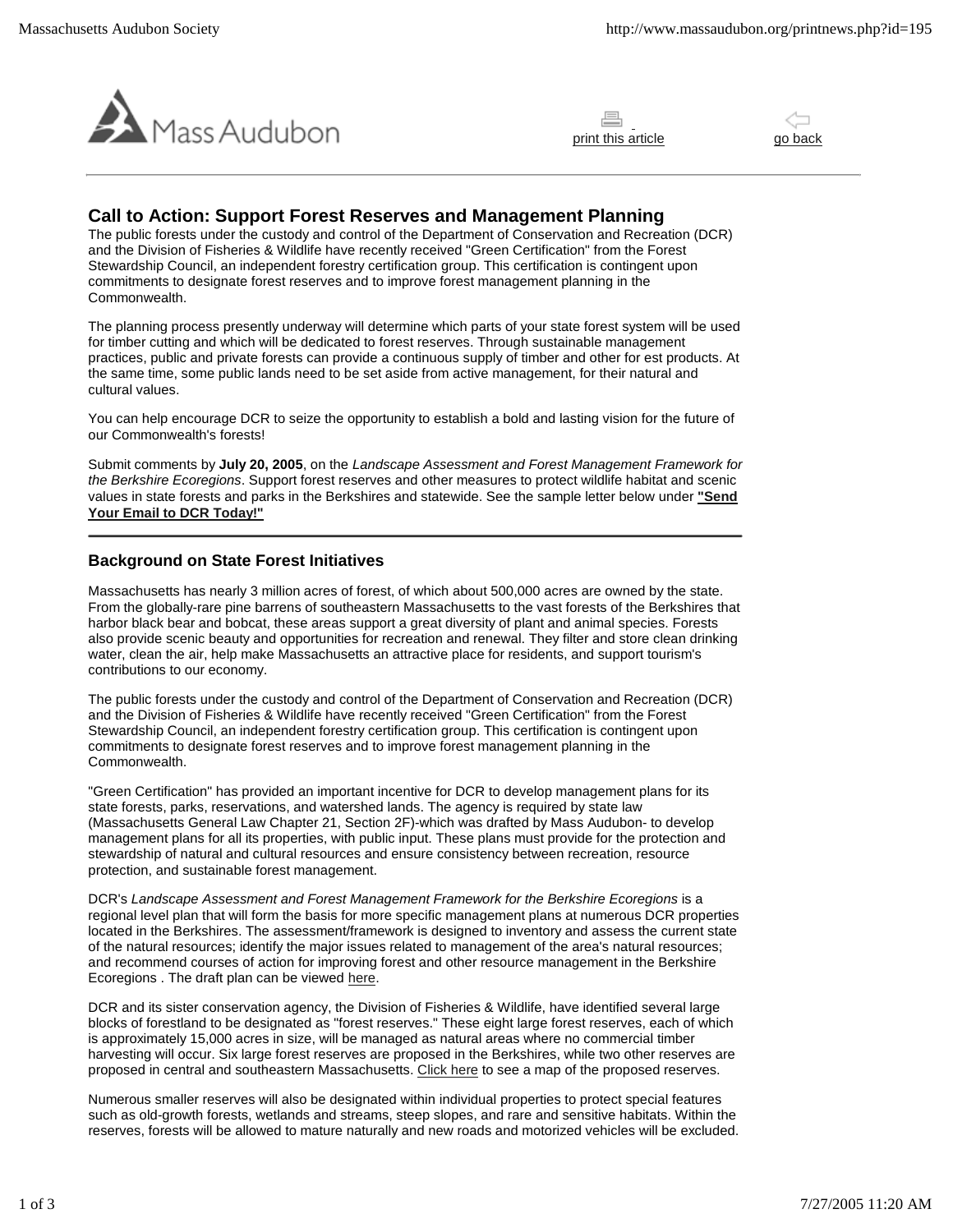Mass Audubon

print this article go back

## Call to Action: Support Forest Reserves and Management Planning

The public forests under the custody and control of the Department of Conservation and Recreation (DCR) and the Division of Fisheries & Wildlife have recently received "Green Certification" from the Forest Stewardship Council, an independent forestry certification group. This certification is contingent upon commitments to designate forest reserves and to improve forest management planning in the Commonwealth.

The planning process presently underway will determine which parts of your state forest system will be used for timber cutting and which will be dedicated to forest reserves. Through sustainable management practices, public and private forests can provide a continuous supply of timber and other for est products. At the same time, some public lands need to be set aside from active management, for their natural and cultural values.

You can help encourage DCR to seize the opportunity to establish a bold and lasting vision for the future of our Commonwealth's forests!

Submit comments by **July 20, 2005**, on the *Landscape Assessment and Forest Management Framework for the Berkshire Ecoregions*. Support forest reserves and other measures to protect wildlife habitat and scenic values in state forests and parks in the Berkshires and statewide. See the sample letter below under **"Send Your Email to DCR Today!"**

---

### Background on State Forest Initiatives

Massachusetts has nearly 3 million acres of forest, of which about 500,000 acres are owned by the state. From the globally-rare pine barrens of southeastern Massachusetts to the vast forests of the Berkshires that harbor black bear and bobcat, these areas support a great diversity of plant and animal species. Forests also provide scenic beauty and opportunities for recreation and renewal. They filter and store clean drinking water, clean the air, help make Massachusetts an attractive place for residents, and support tourism's contributions to our economy.

The public forests under the custody and control of the Department of Conservation and Recreation (DCR) and the Division of Fisheries & Wildlife have recently received "Green Certification" from the Forest Stewardship Council, an independent forestry certification group. This certification is contingent upon commitments to designate forest reserves and to improve forest management planning in the Commonwealth.

"Green Certification" has provided an important incentive for DCR to develop management plans for its state forests, parks, reservations, and watershed lands. The agency is required by state law (Massachusetts General Law Chapter 21, Section 2F)-which was drafted by Mass Audubon- to develop management plans for all its properties, with public input. These plans must provide for the protection and stewardship of natural and cultural resources and ensure consistency between recreation, resource protection, and sustainable forest management.

DCR's *Landscape Assessment and Forest Management Framework for the Berkshire Ecoregions* is a regional level plan that will form the basis for more specific management plans at numerous DCR properties located in the Berkshires. The assessment/framework is designed to inventory and assess the current state of the natural resources; identify the major issues related to management of the area's natural resources; and recommend courses of action for improving forest and other resource management in the Berkshire Ecoregions . The draft plan can be viewed here.

DCR and its sister conservation agency, the Division of Fisheries & Wildlife, have identified several large blocks of forestland to be designated as "forest reserves." These eight large forest reserves, each of which is approximately 15,000 acres in size, will be managed as natural areas where no commercial timber harvesting will occur. Six large forest reserves are proposed in the Berkshires, while two other reserves are proposed in central and southeastern Massachusetts. Click here to see a map of the proposed reserves.

Numerous smaller reserves will also be designated within individual properties to protect special features such as old-growth forests, wetlands and streams, steep slopes, and rare and sensitive habitats. Within the reserves, forests will be allowed to mature naturally and new roads and motorized vehicles will be excluded.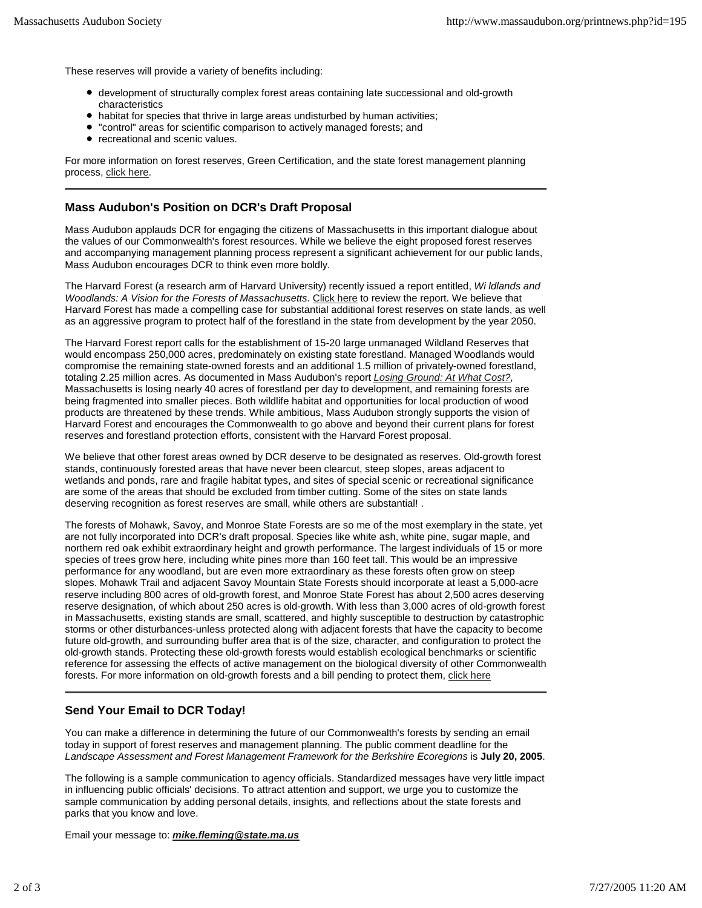These reserves will provide a variety of benefits including:

- development of structurally complex forest areas containing late successional and old-growth characteristics
- habitat for species that thrive in large areas undisturbed by human activities;
- "control" areas for scientific comparison to actively managed forests; and
- recreational and scenic values.

For more information on forest reserves, Green Certification, and the state forest management planning process, click here.

## Mass Audubon's Position on DCR's Draft Proposal

Mass Audubon applauds DCR for engaging the citizens of Massachusetts in this important dialogue about the values of our Commonwealth's forest resources. While we believe the eight proposed forest reserves and accompanying management planning process represent a significant achievement for our public lands, Mass Audubon encourages DCR to think even more boldly.

The Harvard Forest (a research arm of Harvard University) recently issued a report entitled, *Wi ldlands and Woodlands: A Vision for the Forests of Massachusetts*. Click here to review the report. We believe that Harvard Forest has made a compelling case for substantial additional forest reserves on state lands, as well as an aggressive program to protect half of the forestland in the state from development by the year 2050.

The Harvard Forest report calls for the establishment of 15-20 large unmanaged Wildland Reserves that would encompass 250,000 acres, predominately on existing state forestland. Managed Woodlands would compromise the remaining state-owned forests and an additional 1.5 million of privately-owned forestland, totaling 2.25 million acres. As documented in Mass Audubon's report *Losing Ground: At What Cost?,* Massachusetts is losing nearly 40 acres of forestland per day to development, and remaining forests are being fragmented into smaller pieces. Both wildlife habitat and opportunities for local production of wood products are threatened by these trends. While ambitious, Mass Audubon strongly supports the vision of Harvard Forest and encourages the Commonwealth to go above and beyond their current plans for forest reserves and forestland protection efforts, consistent with the Harvard Forest proposal.

We believe that other forest areas owned by DCR deserve to be designated as reserves. Old-growth forest stands, continuously forested areas that have never been clearcut, steep slopes, areas adjacent to wetlands and ponds, rare and fragile habitat types, and sites of special scenic or recreational significance are some of the areas that should be excluded from timber cutting. Some of the sites on state lands deserving recognition as forest reserves are small, while others are substantial! .

The forests of Mohawk, Savoy, and Monroe State Forests are so me of the most exemplary in the state, yet are not fully incorporated into DCR's draft proposal. Species like white ash, white pine, sugar maple, and northern red oak exhibit extraordinary height and growth performance. The largest individuals of 15 or more species of trees grow here, including white pines more than 160 feet tall. This would be an impressive performance for any woodland, but are even more extraordinary as these forests often grow on steep slopes. Mohawk Trail and adjacent Savoy Mountain State Forests should incorporate at least a 5,000-acre reserve including 800 acres of old-growth forest, and Monroe State Forest has about 2,500 acres deserving reserve designation, of which about 250 acres is old-growth. With less than 3,000 acres of old-growth forest in Massachusetts, existing stands are small, scattered, and highly susceptible to destruction by catastrophic storms or other disturbances-unless protected along with adjacent forests that have the capacity to become future old-growth, and surrounding buffer area that is of the size, character, and configuration to protect the old-growth stands. Protecting these old-growth forests would establish ecological benchmarks or scientific reference for assessing the effects of active management on the biological diversity of other Commonwealth forests. For more information on old-growth forests and a bill pending to protect them, click here

## Send Your Email to DCR Today!

You can make a difference in determining the future of our Commonwealth's forests by sending an email today in support of forest reserves and management planning. The public comment deadline for the *Landscape Assessment and Forest Management Framework for the Berkshire Ecoregions* is **July 20, 2005**.

The following is a sample communication to agency officials. Standardized messages have very little impact in influencing public officials' decisions. To attract attention and support, we urge you to customize the sample communication by adding personal details, insights, and reflections about the state forests and parks that you know and love.

Email your message to: ***mike.fleming@state.ma.us***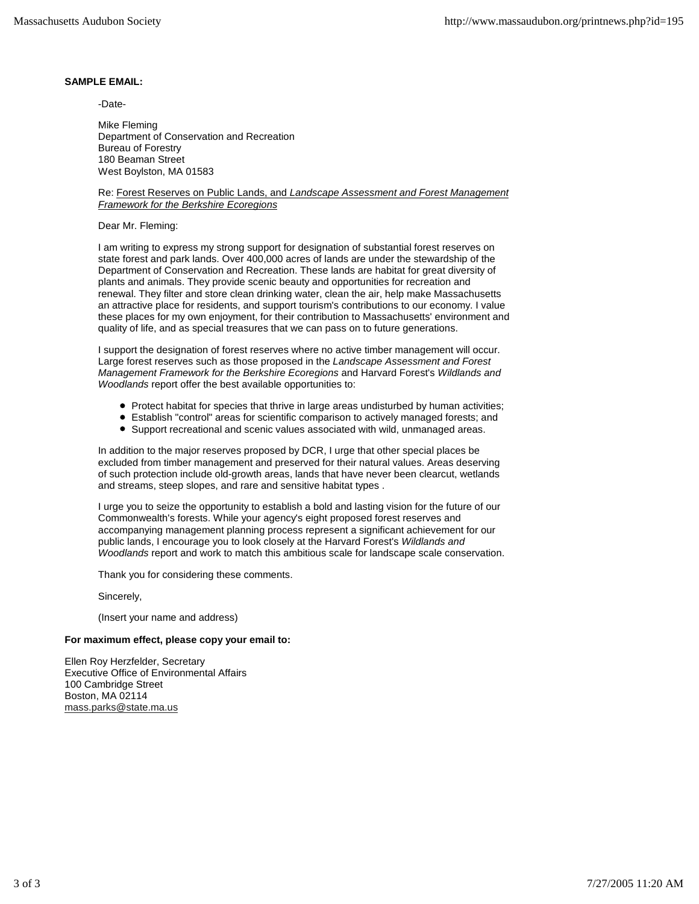**SAMPLE EMAIL:**

-Date-

Mike Fleming
Department of Conservation and Recreation
Bureau of Forestry
180 Beaman Street
West Boylston, MA 01583

Re: Forest Reserves on Public Lands, and *Landscape Assessment and Forest Management Framework for the Berkshire Ecoregions*

Dear Mr. Fleming:

I am writing to express my strong support for designation of substantial forest reserves on state forest and park lands. Over 400,000 acres of lands are under the stewardship of the Department of Conservation and Recreation. These lands are habitat for great diversity of plants and animals. They provide scenic beauty and opportunities for recreation and renewal. They filter and store clean drinking water, clean the air, help make Massachusetts an attractive place for residents, and support tourism's contributions to our economy. I value these places for my own enjoyment, for their contribution to Massachusetts' environment and quality of life, and as special treasures that we can pass on to future generations.

I support the designation of forest reserves where no active timber management will occur. Large forest reserves such as those proposed in the *Landscape Assessment and Forest Management Framework for the Berkshire Ecoregions* and Harvard Forest's *Wildlands and Woodlands* report offer the best available opportunities to:

- Protect habitat for species that thrive in large areas undisturbed by human activities;
- Establish "control" areas for scientific comparison to actively managed forests; and
- Support recreational and scenic values associated with wild, unmanaged areas.

In addition to the major reserves proposed by DCR, I urge that other special places be excluded from timber management and preserved for their natural values. Areas deserving of such protection include old-growth areas, lands that have never been clearcut, wetlands and streams, steep slopes, and rare and sensitive habitat types .

I urge you to seize the opportunity to establish a bold and lasting vision for the future of our Commonwealth's forests. While your agency's eight proposed forest reserves and accompanying management planning process represent a significant achievement for our public lands, I encourage you to look closely at the Harvard Forest's *Wildlands and Woodlands* report and work to match this ambitious scale for landscape scale conservation.

Thank you for considering these comments.

Sincerely,

(Insert your name and address)

**For maximum effect, please copy your email to:**

Ellen Roy Herzfelder, Secretary
Executive Office of Environmental Affairs
100 Cambridge Street
Boston, MA 02114
mass.parks@state.ma.us